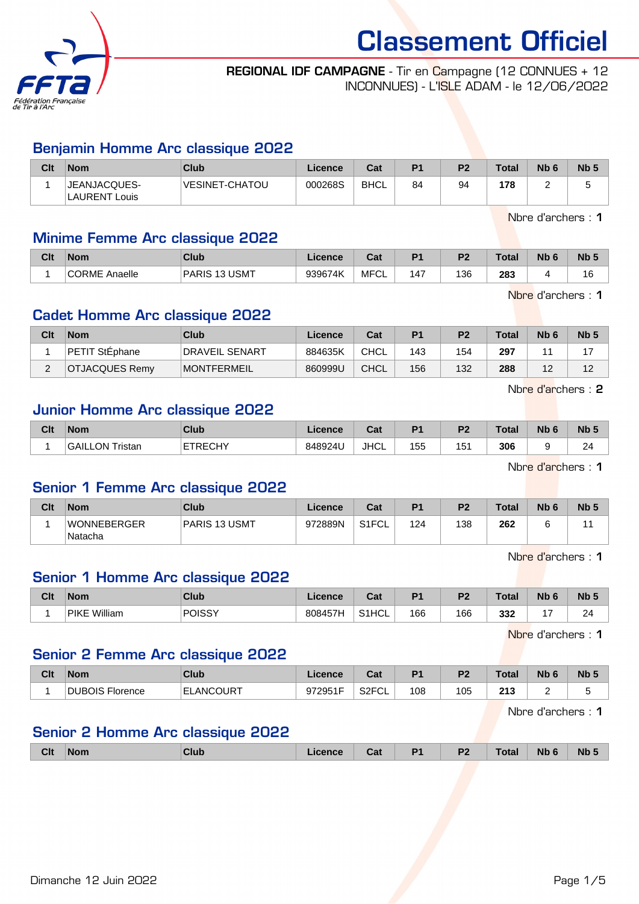# Classement Officiel

**REGIONAL IDF CAMPAGNE** - Tir en Campagne (12 CONNUES + 12 INCONNUES) - L'ISLE ADAM - le 12/06/2022

## Benjamin Homme Arc classique 2022

| Clt | Nom | Club | Licence | Cat | P1 | P2 | Total | Nb 6 | Nb 5 |
|---|---|---|---|---|---|---|---|---|---|
| 1 | JEANJACQUES-LAURENT Louis | VESINET-CHATOU | 000268S | BHCL | 84 | 94 | **178** | 2 | 5 |

Nbre d'archers : **1**

## Minime Femme Arc classique 2022

| Clt | Nom | Club | Licence | Cat | P1 | P2 | Total | Nb 6 | Nb 5 |
|---|---|---|---|---|---|---|---|---|---|
| 1 | CORME Anaelle | PARIS 13 USMT | 939674K | MFCL | 147 | 136 | **283** | 4 | 16 |

Nbre d'archers : **1**

## Cadet Homme Arc classique 2022

| Clt | Nom | Club | Licence | Cat | P1 | P2 | Total | Nb 6 | Nb 5 |
|---|---|---|---|---|---|---|---|---|---|
| 1 | PETIT StÉphane | DRAVEIL SENART | 884635K | CHCL | 143 | 154 | **297** | 11 | 17 |
| 2 | OTJACQUES Remy | MONTFERMEIL | 860999U | CHCL | 156 | 132 | **288** | 12 | 12 |

Nbre d'archers : **2**

## Junior Homme Arc classique 2022

| Clt | Nom | Club | Licence | Cat | P1 | P2 | Total | Nb 6 | Nb 5 |
|---|---|---|---|---|---|---|---|---|---|
| 1 | GAILLON Tristan | ETRECHY | 848924U | JHCL | 155 | 151 | **306** | 9 | 24 |

Nbre d'archers : **1**

## Senior 1 Femme Arc classique 2022

| Clt | Nom | Club | Licence | Cat | P1 | P2 | Total | Nb 6 | Nb 5 |
|---|---|---|---|---|---|---|---|---|---|
| 1 | WONNEBERGER Natacha | PARIS 13 USMT | 972889N | S1FCL | 124 | 138 | **262** | 6 | 11 |

Nbre d'archers : **1**

## Senior 1 Homme Arc classique 2022

| Clt | Nom | Club | Licence | Cat | P1 | P2 | Total | Nb 6 | Nb 5 |
|---|---|---|---|---|---|---|---|---|---|
| 1 | PIKE William | POISSY | 808457H | S1HCL | 166 | 166 | **332** | 17 | 24 |

Nbre d'archers : **1**

## Senior 2 Femme Arc classique 2022

| Clt | Nom | Club | Licence | Cat | P1 | P2 | Total | Nb 6 | Nb 5 |
|---|---|---|---|---|---|---|---|---|---|
| 1 | DUBOIS Florence | ELANCOURT | 972951F | S2FCL | 108 | 105 | **213** | 2 | 5 |

Nbre d'archers : **1**

## Senior 2 Homme Arc classique 2022

| Clt | Nom | Club | Licence | Cat | P1 | P2 | Total | Nb 6 | Nb 5 |
|---|---|---|---|---|---|---|---|---|---|

Dimanche 12 Juin 2022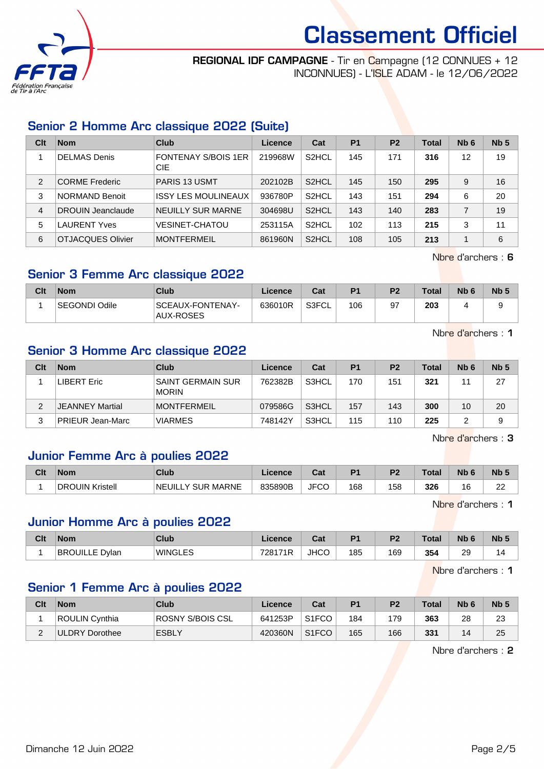# Classement Officiel

**REGIONAL IDF CAMPAGNE** - Tir en Campagne (12 CONNUES + 12 INCONNUES) - L'ISLE ADAM - le 12/06/2022

## Senior 2 Homme Arc classique 2022 (Suite)

| Clt | Nom | Club | Licence | Cat | P1 | P2 | Total | Nb 6 | Nb 5 |
|---|---|---|---|---|---|---|---|---|---|
| 1 | DELMAS Denis | FONTENAY S/BOIS 1ER CIE | 219968W | S2HCL | 145 | 171 | **316** | 12 | 19 |
| 2 | CORME Frederic | PARIS 13 USMT | 202102B | S2HCL | 145 | 150 | **295** | 9 | 16 |
| 3 | NORMAND Benoit | ISSY LES MOULINEAUX | 936780P | S2HCL | 143 | 151 | **294** | 6 | 20 |
| 4 | DROUIN Jeanclaude | NEUILLY SUR MARNE | 304698U | S2HCL | 143 | 140 | **283** | 7 | 19 |
| 5 | LAURENT Yves | VESINET-CHATOU | 253115A | S2HCL | 102 | 113 | **215** | 3 | 11 |
| 6 | OTJACQUES Olivier | MONTFERMEIL | 861960N | S2HCL | 108 | 105 | **213** | 1 | 6 |

Nbre d'archers : **6**

## Senior 3 Femme Arc classique 2022

| Clt | Nom | Club | Licence | Cat | P1 | P2 | Total | Nb 6 | Nb 5 |
|---|---|---|---|---|---|---|---|---|---|
| 1 | SEGONDI Odile | SCEAUX-FONTENAY-AUX-ROSES | 636010R | S3FCL | 106 | 97 | **203** | 4 | 9 |

Nbre d'archers : **1**

## Senior 3 Homme Arc classique 2022

| Clt | Nom | Club | Licence | Cat | P1 | P2 | Total | Nb 6 | Nb 5 |
|---|---|---|---|---|---|---|---|---|---|
| 1 | LIBERT Eric | SAINT GERMAIN SUR MORIN | 762382B | S3HCL | 170 | 151 | **321** | 11 | 27 |
| 2 | JEANNEY Martial | MONTFERMEIL | 079586G | S3HCL | 157 | 143 | **300** | 10 | 20 |
| 3 | PRIEUR Jean-Marc | VIARMES | 748142Y | S3HCL | 115 | 110 | **225** | 2 | 9 |

Nbre d'archers : **3**

## Junior Femme Arc à poulies 2022

| Clt | Nom | Club | Licence | Cat | P1 | P2 | Total | Nb 6 | Nb 5 |
|---|---|---|---|---|---|---|---|---|---|
| 1 | DROUIN Kristell | NEUILLY SUR MARNE | 835890B | JFCO | 168 | 158 | **326** | 16 | 22 |

Nbre d'archers : **1**

## Junior Homme Arc à poulies 2022

| Clt | Nom | Club | Licence | Cat | P1 | P2 | Total | Nb 6 | Nb 5 |
|---|---|---|---|---|---|---|---|---|---|
| 1 | BROUILLE Dylan | WINGLES | 728171R | JHCO | 185 | 169 | **354** | 29 | 14 |

Nbre d'archers : **1**

## Senior 1 Femme Arc à poulies 2022

| Clt | Nom | Club | Licence | Cat | P1 | P2 | Total | Nb 6 | Nb 5 |
|---|---|---|---|---|---|---|---|---|---|
| 1 | ROULIN Cynthia | ROSNY S/BOIS CSL | 641253P | S1FCO | 184 | 179 | **363** | 28 | 23 |
| 2 | ULDRY Dorothee | ESBLY | 420360N | S1FCO | 165 | 166 | **331** | 14 | 25 |

Nbre d'archers : **2**

Dimanche 12 Juin 2022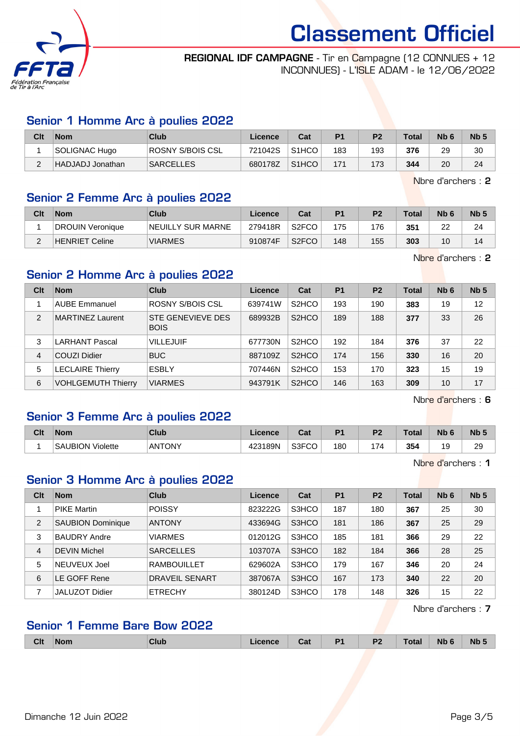# Classement Officiel

**REGIONAL IDF CAMPAGNE** - Tir en Campagne (12 CONNUES + 12 INCONNUES) - L'ISLE ADAM - le 12/06/2022

## Senior 1 Homme Arc à poulies 2022

| Clt | Nom | Club | Licence | Cat | P1 | P2 | Total | Nb 6 | Nb 5 |
|---|---|---|---|---|---|---|---|---|---|
| 1 | SOLIGNAC Hugo | ROSNY S/BOIS CSL | 721042S | S1HCO | 183 | 193 | **376** | 29 | 30 |
| 2 | HADJADJ Jonathan | SARCELLES | 680178Z | S1HCO | 171 | 173 | **344** | 20 | 24 |

Nbre d'archers : **2**

## Senior 2 Femme Arc à poulies 2022

| Clt | Nom | Club | Licence | Cat | P1 | P2 | Total | Nb 6 | Nb 5 |
|---|---|---|---|---|---|---|---|---|---|
| 1 | DROUIN Veronique | NEUILLY SUR MARNE | 279418R | S2FCO | 175 | 176 | **351** | 22 | 24 |
| 2 | HENRIET Celine | VIARMES | 910874F | S2FCO | 148 | 155 | **303** | 10 | 14 |

Nbre d'archers : **2**

## Senior 2 Homme Arc à poulies 2022

| Clt | Nom | Club | Licence | Cat | P1 | P2 | Total | Nb 6 | Nb 5 |
|---|---|---|---|---|---|---|---|---|---|
| 1 | AUBE Emmanuel | ROSNY S/BOIS CSL | 639741W | S2HCO | 193 | 190 | **383** | 19 | 12 |
| 2 | MARTINEZ Laurent | STE GENEVIEVE DES BOIS | 689932B | S2HCO | 189 | 188 | **377** | 33 | 26 |
| 3 | LARHANT Pascal | VILLEJUIF | 677730N | S2HCO | 192 | 184 | **376** | 37 | 22 |
| 4 | COUZI Didier | BUC | 887109Z | S2HCO | 174 | 156 | **330** | 16 | 20 |
| 5 | LECLAIRE Thierry | ESBLY | 707446N | S2HCO | 153 | 170 | **323** | 15 | 19 |
| 6 | VOHLGEMUTH Thierry | VIARMES | 943791K | S2HCO | 146 | 163 | **309** | 10 | 17 |

Nbre d'archers : **6**

## Senior 3 Femme Arc à poulies 2022

| Clt | Nom | Club | Licence | Cat | P1 | P2 | Total | Nb 6 | Nb 5 |
|---|---|---|---|---|---|---|---|---|---|
| 1 | SAUBION Violette | ANTONY | 423189N | S3FCO | 180 | 174 | **354** | 19 | 29 |

Nbre d'archers : **1**

## Senior 3 Homme Arc à poulies 2022

| Clt | Nom | Club | Licence | Cat | P1 | P2 | Total | Nb 6 | Nb 5 |
|---|---|---|---|---|---|---|---|---|---|
| 1 | PIKE Martin | POISSY | 823222G | S3HCO | 187 | 180 | **367** | 25 | 30 |
| 2 | SAUBION Dominique | ANTONY | 433694G | S3HCO | 181 | 186 | **367** | 25 | 29 |
| 3 | BAUDRY Andre | VIARMES | 012012G | S3HCO | 185 | 181 | **366** | 29 | 22 |
| 4 | DEVIN Michel | SARCELLES | 103707A | S3HCO | 182 | 184 | **366** | 28 | 25 |
| 5 | NEUVEUX Joel | RAMBOUILLET | 629602A | S3HCO | 179 | 167 | **346** | 20 | 24 |
| 6 | LE GOFF Rene | DRAVEIL SENART | 387067A | S3HCO | 167 | 173 | **340** | 22 | 20 |
| 7 | JALUZOT Didier | ETRECHY | 380124D | S3HCO | 178 | 148 | **326** | 15 | 22 |

Nbre d'archers : **7**

## Senior 1 Femme Bare Bow 2022

| Clt | Nom | Club | Licence | Cat | P1 | P2 | Total | Nb 6 | Nb 5 |
|---|---|---|---|---|---|---|---|---|---|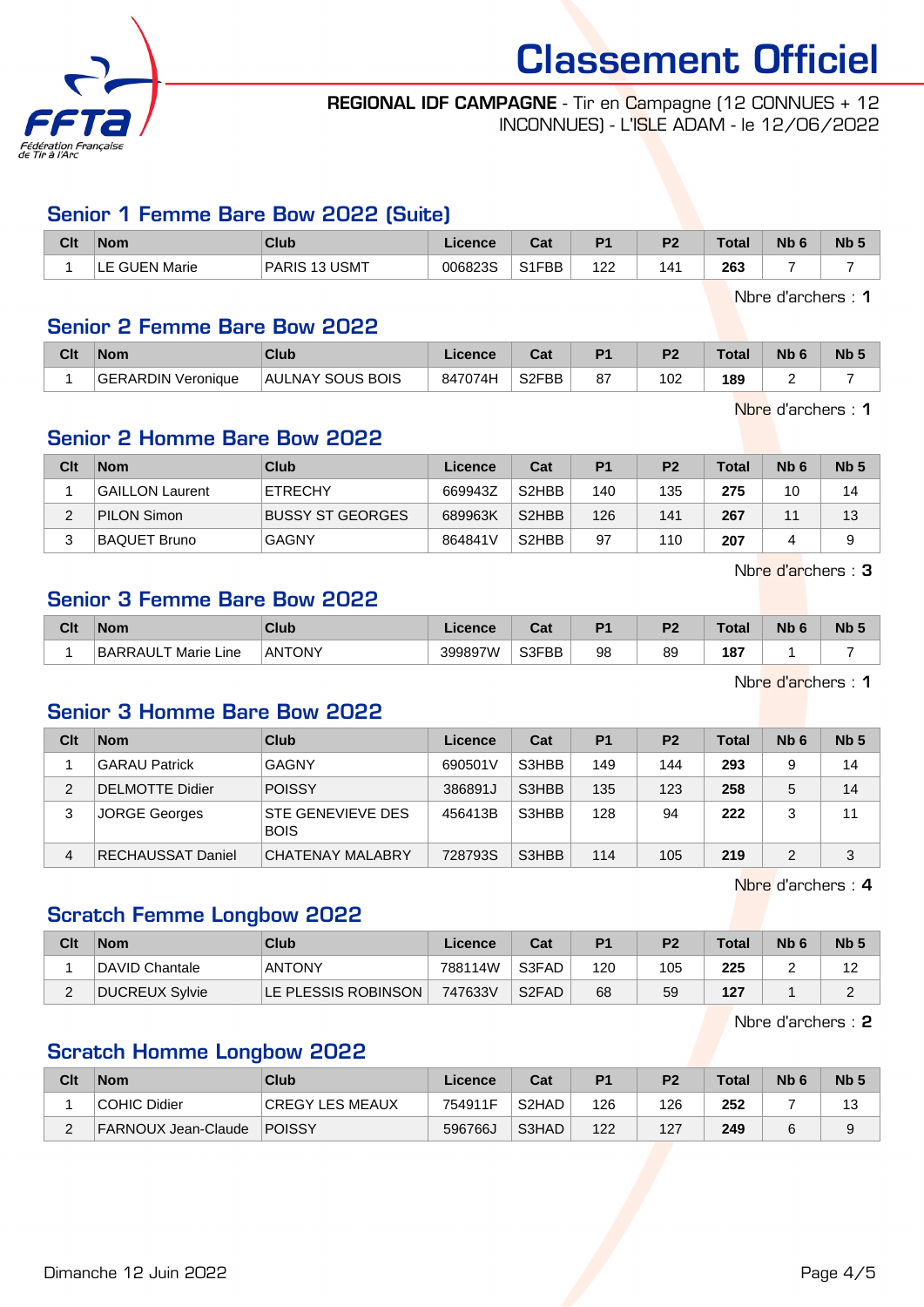# Classement Officiel

**REGIONAL IDF CAMPAGNE** - Tir en Campagne (12 CONNUES + 12 INCONNUES) - L'ISLE ADAM - le 12/06/2022

## Senior 1 Femme Bare Bow 2022 (Suite)

| Clt | Nom | Club | Licence | Cat | P1 | P2 | Total | Nb 6 | Nb 5 |
|---|---|---|---|---|---|---|---|---|---|
| 1 | LE GUEN Marie | PARIS 13 USMT | 006823S | S1FBB | 122 | 141 | **263** | 7 | 7 |

Nbre d'archers : **1**

## Senior 2 Femme Bare Bow 2022

| Clt | Nom | Club | Licence | Cat | P1 | P2 | Total | Nb 6 | Nb 5 |
|---|---|---|---|---|---|---|---|---|---|
| 1 | GERARDIN Veronique | AULNAY SOUS BOIS | 847074H | S2FBB | 87 | 102 | **189** | 2 | 7 |

Nbre d'archers : **1**

## Senior 2 Homme Bare Bow 2022

| Clt | Nom | Club | Licence | Cat | P1 | P2 | Total | Nb 6 | Nb 5 |
|---|---|---|---|---|---|---|---|---|---|
| 1 | GAILLON Laurent | ETRECHY | 669943Z | S2HBB | 140 | 135 | **275** | 10 | 14 |
| 2 | PILON Simon | BUSSY ST GEORGES | 689963K | S2HBB | 126 | 141 | **267** | 11 | 13 |
| 3 | BAQUET Bruno | GAGNY | 864841V | S2HBB | 97 | 110 | **207** | 4 | 9 |

Nbre d'archers : **3**

## Senior 3 Femme Bare Bow 2022

| Clt | Nom | Club | Licence | Cat | P1 | P2 | Total | Nb 6 | Nb 5 |
|---|---|---|---|---|---|---|---|---|---|
| 1 | BARRAULT Marie Line | ANTONY | 399897W | S3FBB | 98 | 89 | **187** | 1 | 7 |

Nbre d'archers : **1**

## Senior 3 Homme Bare Bow 2022

| Clt | Nom | Club | Licence | Cat | P1 | P2 | Total | Nb 6 | Nb 5 |
|---|---|---|---|---|---|---|---|---|---|
| 1 | GARAU Patrick | GAGNY | 690501V | S3HBB | 149 | 144 | **293** | 9 | 14 |
| 2 | DELMOTTE Didier | POISSY | 386891J | S3HBB | 135 | 123 | **258** | 5 | 14 |
| 3 | JORGE Georges | STE GENEVIEVE DES BOIS | 456413B | S3HBB | 128 | 94 | **222** | 3 | 11 |
| 4 | RECHAUSSAT Daniel | CHATENAY MALABRY | 728793S | S3HBB | 114 | 105 | **219** | 2 | 3 |

Nbre d'archers : **4**

## Scratch Femme Longbow 2022

| Clt | Nom | Club | Licence | Cat | P1 | P2 | Total | Nb 6 | Nb 5 |
|---|---|---|---|---|---|---|---|---|---|
| 1 | DAVID Chantale | ANTONY | 788114W | S3FAD | 120 | 105 | **225** | 2 | 12 |
| 2 | DUCREUX Sylvie | LE PLESSIS ROBINSON | 747633V | S2FAD | 68 | 59 | **127** | 1 | 2 |

Nbre d'archers : **2**

## Scratch Homme Longbow 2022

| Clt | Nom | Club | Licence | Cat | P1 | P2 | Total | Nb 6 | Nb 5 |
|---|---|---|---|---|---|---|---|---|---|
| 1 | COHIC Didier | CREGY LES MEAUX | 754911F | S2HAD | 126 | 126 | **252** | 7 | 13 |
| 2 | FARNOUX Jean-Claude | POISSY | 596766J | S3HAD | 122 | 127 | **249** | 6 | 9 |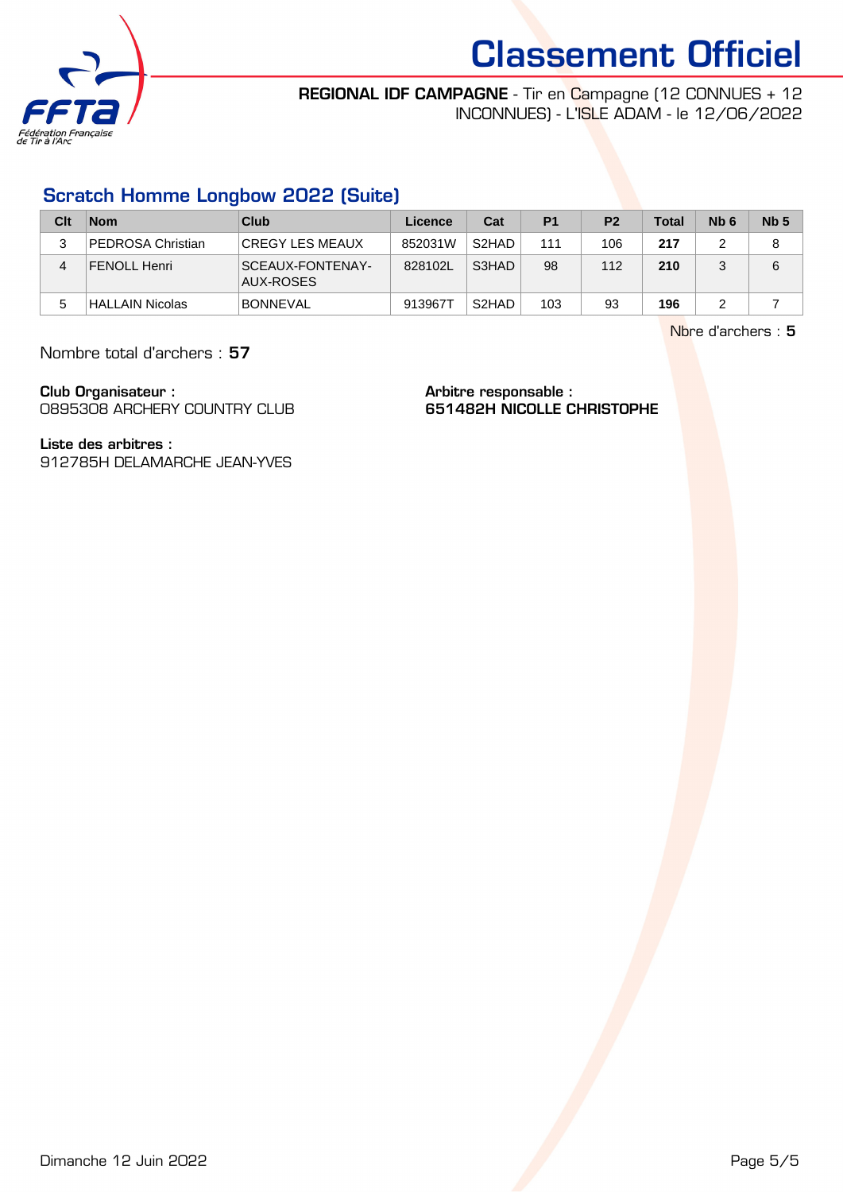# Classement Officiel

**REGIONAL IDF CAMPAGNE** - Tir en Campagne (12 CONNUES + 12 INCONNUES) - L'ISLE ADAM - le 12/06/2022

## Scratch Homme Longbow 2022 (Suite)

| Clt | Nom | Club | Licence | Cat | P1 | P2 | Total | Nb 6 | Nb 5 |
|---|---|---|---|---|---|---|---|---|---|
| 3 | PEDROSA Christian | CREGY LES MEAUX | 852031W | S2HAD | 111 | 106 | **217** | 2 | 8 |
| 4 | FENOLL Henri | SCEAUX-FONTENAY-AUX-ROSES | 828102L | S3HAD | 98 | 112 | **210** | 3 | 6 |
| 5 | HALLAIN Nicolas | BONNEVAL | 913967T | S2HAD | 103 | 93 | **196** | 2 | 7 |

Nbre d'archers : **5**

Nombre total d'archers : **57**

**Club Organisateur :**
0895308 ARCHERY COUNTRY CLUB

**Arbitre responsable :**
**651482H NICOLLE CHRISTOPHE**

**Liste des arbitres :**
912785H DELAMARCHE JEAN-YVES

Dimanche 12 Juin 2022